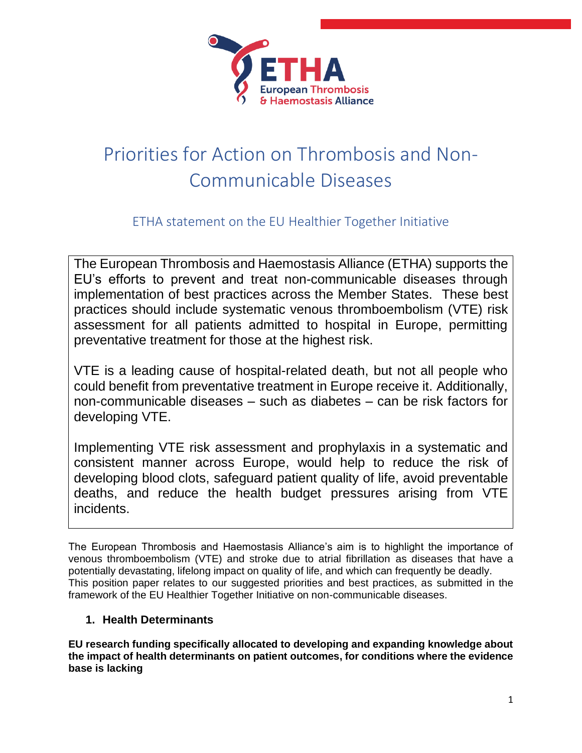# Priorities for Action on Thrombosis and Non-Communicable Diseases

## ETHA statement on the EU Healthier Together Initiative

The European Thrombosis and Haemostasis Alliance (ETHA) supports the EU's efforts to prevent and treat non-communicable diseases through implementation of best practices across the Member States. These best practices should include systematic venous thromboembolism (VTE) risk assessment for all patients admitted to hospital in Europe, permitting preventative treatment for those at the highest risk.

VTE is a leading cause of hospital-related death, but not all people who could benefit from preventative treatment in Europe receive it. Additionally, non-communicable diseases – such as diabetes – can be risk factors for developing VTE.

Implementing VTE risk assessment and prophylaxis in a systematic and consistent manner across Europe, would help to reduce the risk of developing blood clots, safeguard patient quality of life, avoid preventable deaths, and reduce the health budget pressures arising from VTE incidents.

The European Thrombosis and Haemostasis Alliance's aim is to highlight the importance of venous thromboembolism (VTE) and stroke due to atrial fibrillation as diseases that have a potentially devastating, lifelong impact on quality of life, and which can frequently be deadly. This position paper relates to our suggested priorities and best practices, as submitted in the framework of the EU Healthier Together Initiative on non-communicable diseases.

### 1. Health Determinants

**EU research funding specifically allocated to developing and expanding knowledge about the impact of health determinants on patient outcomes, for conditions where the evidence base is lacking**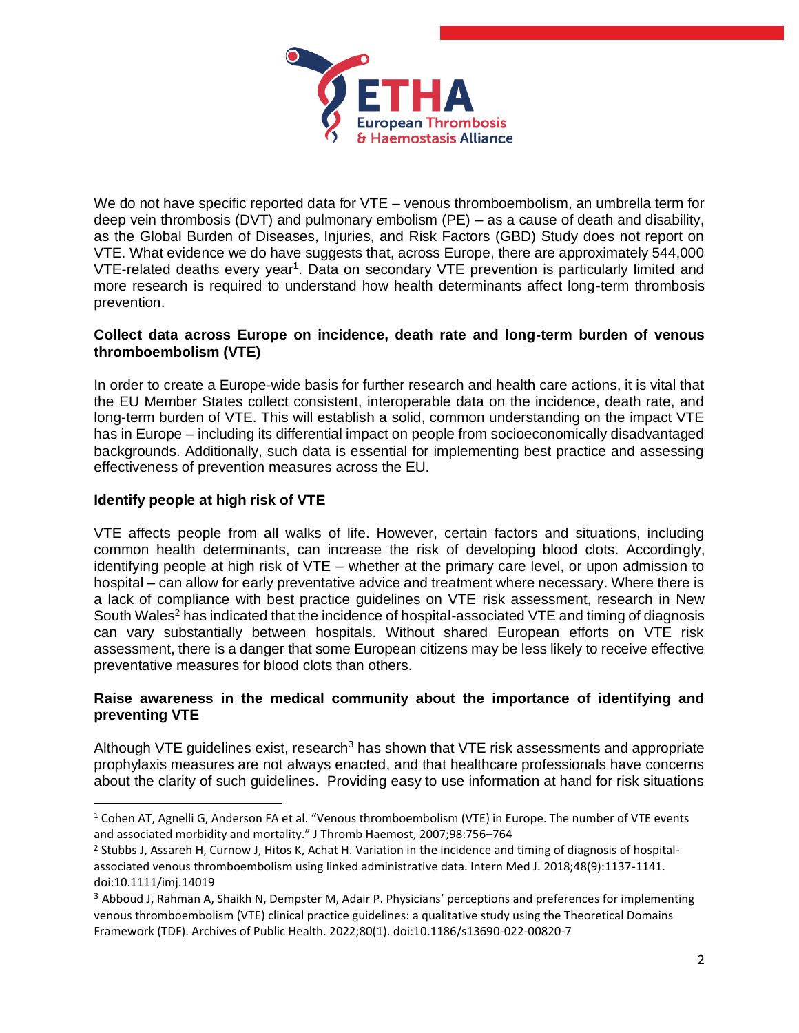We do not have specific reported data for VTE – venous thromboembolism, an umbrella term for deep vein thrombosis (DVT) and pulmonary embolism (PE) – as a cause of death and disability, as the Global Burden of Diseases, Injuries, and Risk Factors (GBD) Study does not report on VTE. What evidence we do have suggests that, across Europe, there are approximately 544,000 VTE-related deaths every year[1]. Data on secondary VTE prevention is particularly limited and more research is required to understand how health determinants affect long-term thrombosis prevention.

**Collect data across Europe on incidence, death rate and long-term burden of venous thromboembolism (VTE)**

In order to create a Europe-wide basis for further research and health care actions, it is vital that the EU Member States collect consistent, interoperable data on the incidence, death rate, and long-term burden of VTE. This will establish a solid, common understanding on the impact VTE has in Europe – including its differential impact on people from socioeconomically disadvantaged backgrounds. Additionally, such data is essential for implementing best practice and assessing effectiveness of prevention measures across the EU.

**Identify people at high risk of VTE**

VTE affects people from all walks of life. However, certain factors and situations, including common health determinants, can increase the risk of developing blood clots. Accordingly, identifying people at high risk of VTE – whether at the primary care level, or upon admission to hospital – can allow for early preventative advice and treatment where necessary. Where there is a lack of compliance with best practice guidelines on VTE risk assessment, research in New South Wales[2] has indicated that the incidence of hospital-associated VTE and timing of diagnosis can vary substantially between hospitals. Without shared European efforts on VTE risk assessment, there is a danger that some European citizens may be less likely to receive effective preventative measures for blood clots than others.

**Raise awareness in the medical community about the importance of identifying and preventing VTE**

Although VTE guidelines exist, research[3] has shown that VTE risk assessments and appropriate prophylaxis measures are not always enacted, and that healthcare professionals have concerns about the clarity of such guidelines. Providing easy to use information at hand for risk situations

---

[1] Cohen AT, Agnelli G, Anderson FA et al. "Venous thromboembolism (VTE) in Europe. The number of VTE events and associated morbidity and mortality." J Thromb Haemost, 2007;98:756–764

[2] Stubbs J, Assareh H, Curnow J, Hitos K, Achat H. Variation in the incidence and timing of diagnosis of hospital-associated venous thromboembolism using linked administrative data. Intern Med J. 2018;48(9):1137-1141. doi:10.1111/imj.14019

[3] Abboud J, Rahman A, Shaikh N, Dempster M, Adair P. Physicians' perceptions and preferences for implementing venous thromboembolism (VTE) clinical practice guidelines: a qualitative study using the Theoretical Domains Framework (TDF). Archives of Public Health. 2022;80(1). doi:10.1186/s13690-022-00820-7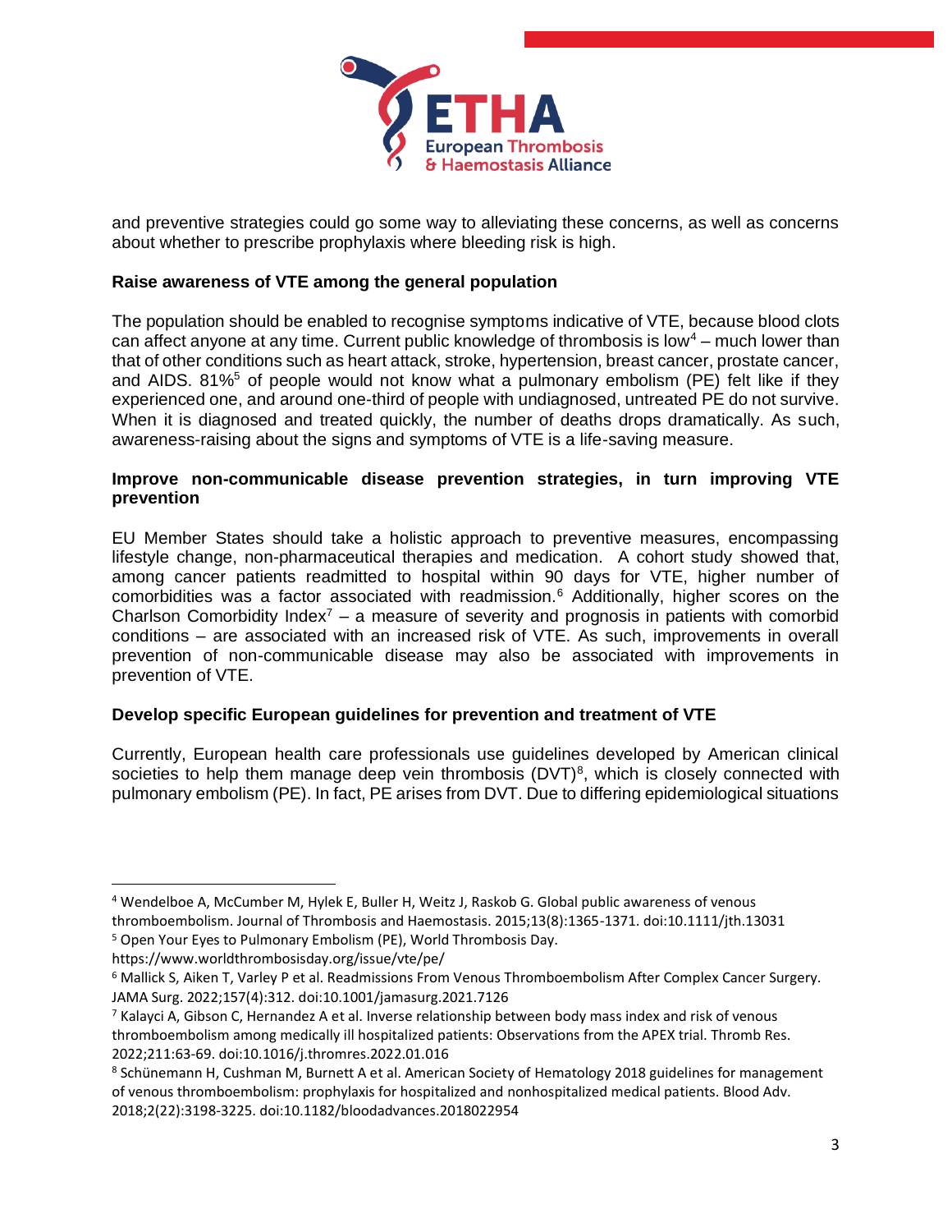and preventive strategies could go some way to alleviating these concerns, as well as concerns about whether to prescribe prophylaxis where bleeding risk is high.

**Raise awareness of VTE among the general population**

The population should be enabled to recognise symptoms indicative of VTE, because blood clots can affect anyone at any time. Current public knowledge of thrombosis is low[4] – much lower than that of other conditions such as heart attack, stroke, hypertension, breast cancer, prostate cancer, and AIDS. 81%[5] of people would not know what a pulmonary embolism (PE) felt like if they experienced one, and around one-third of people with undiagnosed, untreated PE do not survive. When it is diagnosed and treated quickly, the number of deaths drops dramatically. As such, awareness-raising about the signs and symptoms of VTE is a life-saving measure.

**Improve non-communicable disease prevention strategies, in turn improving VTE prevention**

EU Member States should take a holistic approach to preventive measures, encompassing lifestyle change, non-pharmaceutical therapies and medication. A cohort study showed that, among cancer patients readmitted to hospital within 90 days for VTE, higher number of comorbidities was a factor associated with readmission.[6] Additionally, higher scores on the Charlson Comorbidity Index[7] – a measure of severity and prognosis in patients with comorbid conditions – are associated with an increased risk of VTE. As such, improvements in overall prevention of non-communicable disease may also be associated with improvements in prevention of VTE.

**Develop specific European guidelines for prevention and treatment of VTE**

Currently, European health care professionals use guidelines developed by American clinical societies to help them manage deep vein thrombosis (DVT)[8], which is closely connected with pulmonary embolism (PE). In fact, PE arises from DVT. Due to differing epidemiological situations

---

[4] Wendelboe A, McCumber M, Hylek E, Buller H, Weitz J, Raskob G. Global public awareness of venous thromboembolism. Journal of Thrombosis and Haemostasis. 2015;13(8):1365-1371. doi:10.1111/jth.13031

[5] Open Your Eyes to Pulmonary Embolism (PE), World Thrombosis Day. https://www.worldthrombosisday.org/issue/vte/pe/

[6] Mallick S, Aiken T, Varley P et al. Readmissions From Venous Thromboembolism After Complex Cancer Surgery. JAMA Surg. 2022;157(4):312. doi:10.1001/jamasurg.2021.7126

[7] Kalayci A, Gibson C, Hernandez A et al. Inverse relationship between body mass index and risk of venous thromboembolism among medically ill hospitalized patients: Observations from the APEX trial. Thromb Res. 2022;211:63-69. doi:10.1016/j.thromres.2022.01.016

[8] Schünemann H, Cushman M, Burnett A et al. American Society of Hematology 2018 guidelines for management of venous thromboembolism: prophylaxis for hospitalized and nonhospitalized medical patients. Blood Adv. 2018;2(22):3198-3225. doi:10.1182/bloodadvances.2018022954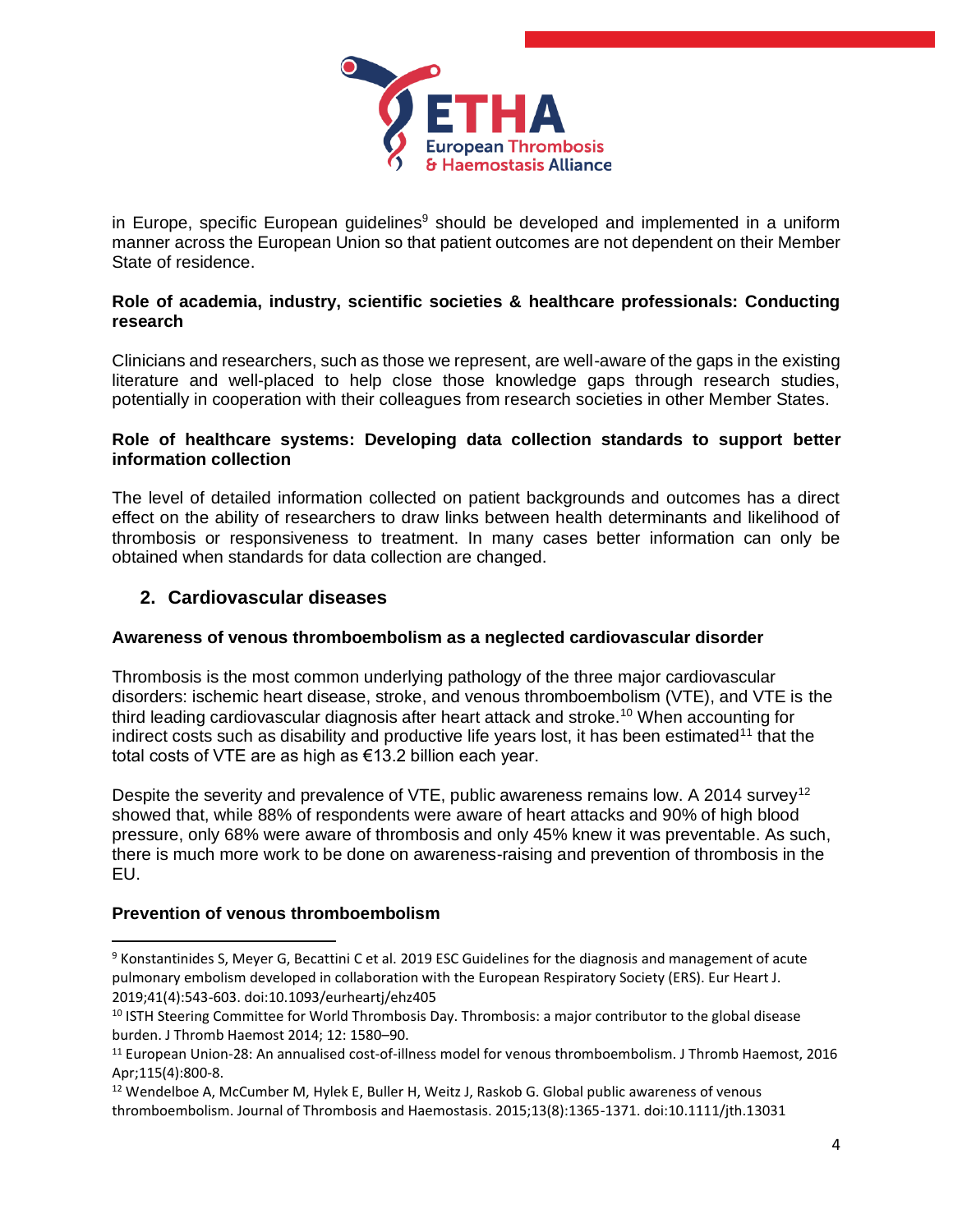in Europe, specific European guidelines[9] should be developed and implemented in a uniform manner across the European Union so that patient outcomes are not dependent on their Member State of residence.

**Role of academia, industry, scientific societies & healthcare professionals: Conducting research**

Clinicians and researchers, such as those we represent, are well-aware of the gaps in the existing literature and well-placed to help close those knowledge gaps through research studies, potentially in cooperation with their colleagues from research societies in other Member States.

**Role of healthcare systems: Developing data collection standards to support better information collection**

The level of detailed information collected on patient backgrounds and outcomes has a direct effect on the ability of researchers to draw links between health determinants and likelihood of thrombosis or responsiveness to treatment. In many cases better information can only be obtained when standards for data collection are changed.

## 2. Cardiovascular diseases

**Awareness of venous thromboembolism as a neglected cardiovascular disorder**

Thrombosis is the most common underlying pathology of the three major cardiovascular disorders: ischemic heart disease, stroke, and venous thromboembolism (VTE), and VTE is the third leading cardiovascular diagnosis after heart attack and stroke.[10] When accounting for indirect costs such as disability and productive life years lost, it has been estimated[11] that the total costs of VTE are as high as €13.2 billion each year.

Despite the severity and prevalence of VTE, public awareness remains low. A 2014 survey[12] showed that, while 88% of respondents were aware of heart attacks and 90% of high blood pressure, only 68% were aware of thrombosis and only 45% knew it was preventable. As such, there is much more work to be done on awareness-raising and prevention of thrombosis in the EU.

**Prevention of venous thromboembolism**

---

[9] Konstantinides S, Meyer G, Becattini C et al. 2019 ESC Guidelines for the diagnosis and management of acute pulmonary embolism developed in collaboration with the European Respiratory Society (ERS). Eur Heart J. 2019;41(4):543-603. doi:10.1093/eurheartj/ehz405

[10] ISTH Steering Committee for World Thrombosis Day. Thrombosis: a major contributor to the global disease burden. J Thromb Haemost 2014; 12: 1580–90.

[11] European Union-28: An annualised cost-of-illness model for venous thromboembolism. J Thromb Haemost, 2016 Apr;115(4):800-8.

[12] Wendelboe A, McCumber M, Hylek E, Buller H, Weitz J, Raskob G. Global public awareness of venous thromboembolism. Journal of Thrombosis and Haemostasis. 2015;13(8):1365-1371. doi:10.1111/jth.13031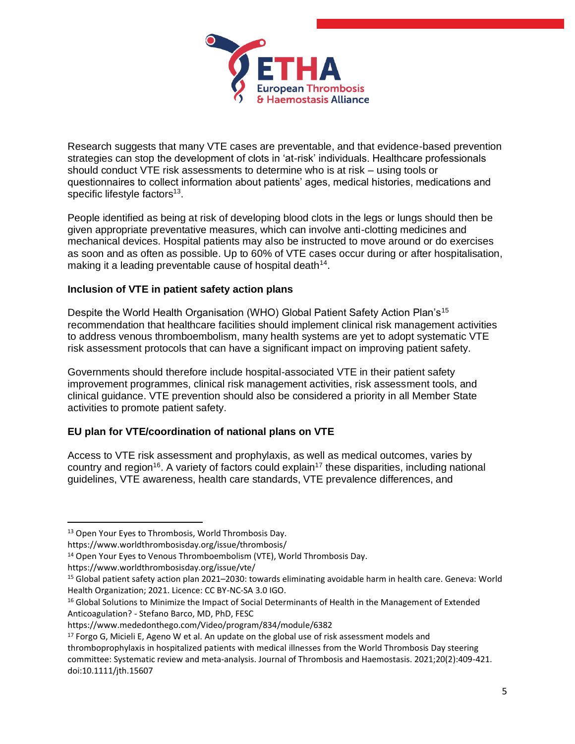Research suggests that many VTE cases are preventable, and that evidence-based prevention strategies can stop the development of clots in 'at-risk' individuals. Healthcare professionals should conduct VTE risk assessments to determine who is at risk – using tools or questionnaires to collect information about patients' ages, medical histories, medications and specific lifestyle factors[13].

People identified as being at risk of developing blood clots in the legs or lungs should then be given appropriate preventative measures, which can involve anti-clotting medicines and mechanical devices. Hospital patients may also be instructed to move around or do exercises as soon and as often as possible. Up to 60% of VTE cases occur during or after hospitalisation, making it a leading preventable cause of hospital death[14].

### Inclusion of VTE in patient safety action plans

Despite the World Health Organisation (WHO) Global Patient Safety Action Plan's[15] recommendation that healthcare facilities should implement clinical risk management activities to address venous thromboembolism, many health systems are yet to adopt systematic VTE risk assessment protocols that can have a significant impact on improving patient safety.

Governments should therefore include hospital-associated VTE in their patient safety improvement programmes, clinical risk management activities, risk assessment tools, and clinical guidance. VTE prevention should also be considered a priority in all Member State activities to promote patient safety.

### EU plan for VTE/coordination of national plans on VTE

Access to VTE risk assessment and prophylaxis, as well as medical outcomes, varies by country and region[16]. A variety of factors could explain[17] these disparities, including national guidelines, VTE awareness, health care standards, VTE prevalence differences, and

---

[13] Open Your Eyes to Thrombosis, World Thrombosis Day. https://www.worldthrombosisday.org/issue/thrombosis/

[14] Open Your Eyes to Venous Thromboembolism (VTE), World Thrombosis Day. https://www.worldthrombosisday.org/issue/vte/

[15] Global patient safety action plan 2021–2030: towards eliminating avoidable harm in health care. Geneva: World Health Organization; 2021. Licence: CC BY-NC-SA 3.0 IGO.

[16] Global Solutions to Minimize the Impact of Social Determinants of Health in the Management of Extended Anticoagulation? - Stefano Barco, MD, PhD, FESC https://www.mededonthego.com/Video/program/834/module/6382

[17] Forgo G, Micieli E, Ageno W et al. An update on the global use of risk assessment models and thromboprophylaxis in hospitalized patients with medical illnesses from the World Thrombosis Day steering committee: Systematic review and meta-analysis. Journal of Thrombosis and Haemostasis. 2021;20(2):409-421. doi:10.1111/jth.15607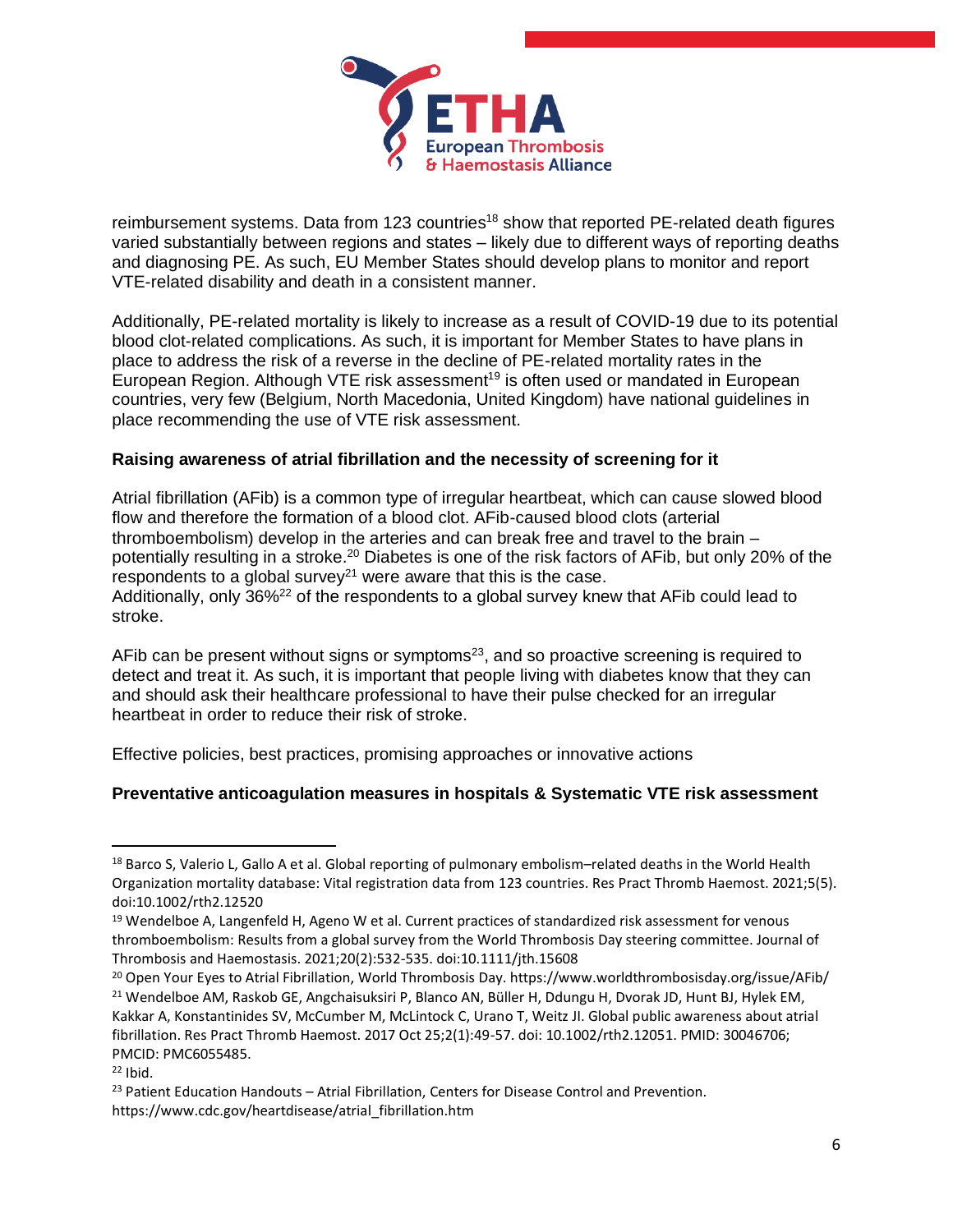reimbursement systems. Data from 123 countries[18] show that reported PE-related death figures varied substantially between regions and states – likely due to different ways of reporting deaths and diagnosing PE. As such, EU Member States should develop plans to monitor and report VTE-related disability and death in a consistent manner.

Additionally, PE-related mortality is likely to increase as a result of COVID-19 due to its potential blood clot-related complications. As such, it is important for Member States to have plans in place to address the risk of a reverse in the decline of PE-related mortality rates in the European Region. Although VTE risk assessment[19] is often used or mandated in European countries, very few (Belgium, North Macedonia, United Kingdom) have national guidelines in place recommending the use of VTE risk assessment.

**Raising awareness of atrial fibrillation and the necessity of screening for it**

Atrial fibrillation (AFib) is a common type of irregular heartbeat, which can cause slowed blood flow and therefore the formation of a blood clot. AFib-caused blood clots (arterial thromboembolism) develop in the arteries and can break free and travel to the brain – potentially resulting in a stroke.[20] Diabetes is one of the risk factors of AFib, but only 20% of the respondents to a global survey[21] were aware that this is the case.
Additionally, only 36%[22] of the respondents to a global survey knew that AFib could lead to stroke.

AFib can be present without signs or symptoms[23], and so proactive screening is required to detect and treat it. As such, it is important that people living with diabetes know that they can and should ask their healthcare professional to have their pulse checked for an irregular heartbeat in order to reduce their risk of stroke.

Effective policies, best practices, promising approaches or innovative actions

**Preventative anticoagulation measures in hospitals & Systematic VTE risk assessment**

---

[18] Barco S, Valerio L, Gallo A et al. Global reporting of pulmonary embolism–related deaths in the World Health Organization mortality database: Vital registration data from 123 countries. Res Pract Thromb Haemost. 2021;5(5). doi:10.1002/rth2.12520

[19] Wendelboe A, Langenfeld H, Ageno W et al. Current practices of standardized risk assessment for venous thromboembolism: Results from a global survey from the World Thrombosis Day steering committee. Journal of Thrombosis and Haemostasis. 2021;20(2):532-535. doi:10.1111/jth.15608

[20] Open Your Eyes to Atrial Fibrillation, World Thrombosis Day. https://www.worldthrombosisday.org/issue/AFib/

[21] Wendelboe AM, Raskob GE, Angchaisuksiri P, Blanco AN, Büller H, Ddungu H, Dvorak JD, Hunt BJ, Hylek EM, Kakkar A, Konstantinides SV, McCumber M, McLintock C, Urano T, Weitz JI. Global public awareness about atrial fibrillation. Res Pract Thromb Haemost. 2017 Oct 25;2(1):49-57. doi: 10.1002/rth2.12051. PMID: 30046706; PMCID: PMC6055485.

[22] Ibid.

[23] Patient Education Handouts – Atrial Fibrillation, Centers for Disease Control and Prevention. https://www.cdc.gov/heartdisease/atrial_fibrillation.htm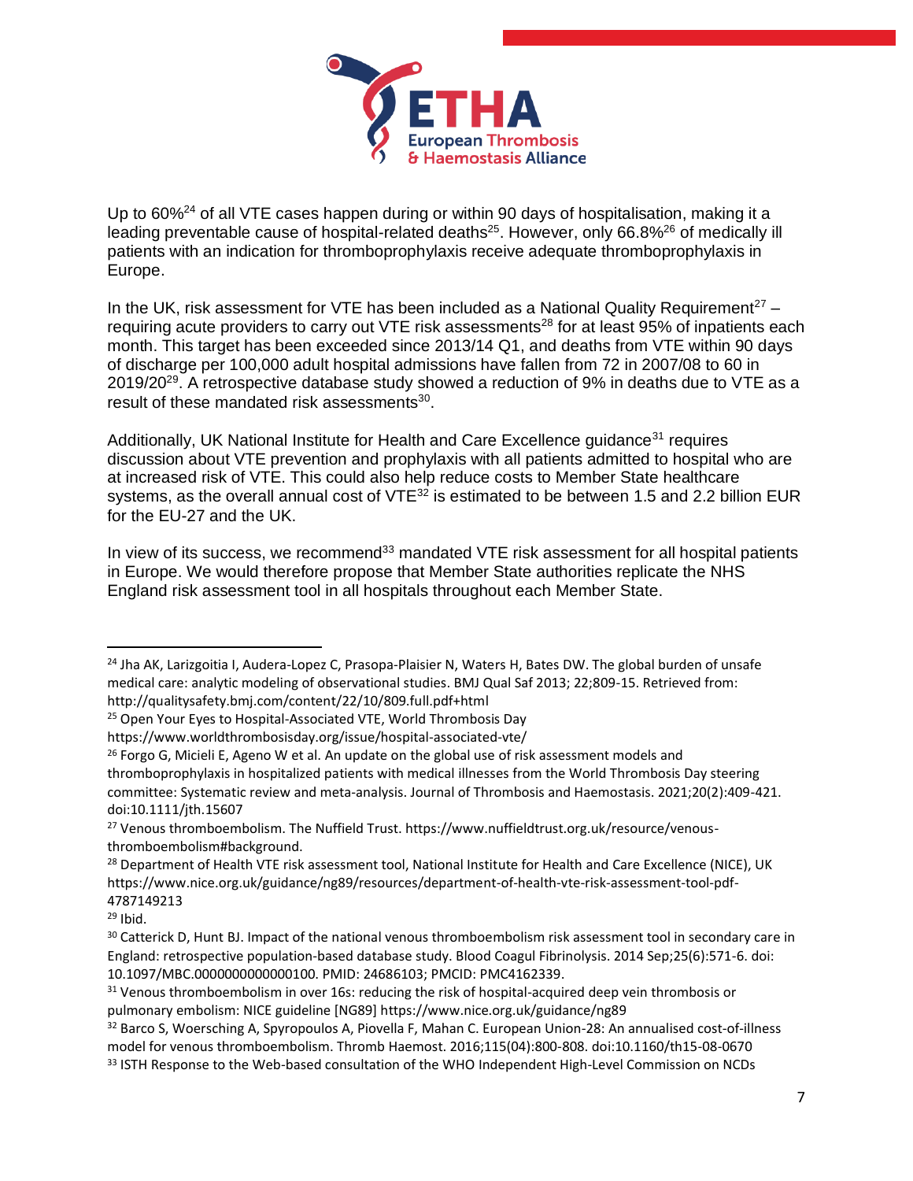Up to 60%[24] of all VTE cases happen during or within 90 days of hospitalisation, making it a leading preventable cause of hospital-related deaths[25]. However, only 66.8%[26] of medically ill patients with an indication for thromboprophylaxis receive adequate thromboprophylaxis in Europe.

In the UK, risk assessment for VTE has been included as a National Quality Requirement[27] – requiring acute providers to carry out VTE risk assessments[28] for at least 95% of inpatients each month. This target has been exceeded since 2013/14 Q1, and deaths from VTE within 90 days of discharge per 100,000 adult hospital admissions have fallen from 72 in 2007/08 to 60 in 2019/20[29]. A retrospective database study showed a reduction of 9% in deaths due to VTE as a result of these mandated risk assessments[30].

Additionally, UK National Institute for Health and Care Excellence guidance[31] requires discussion about VTE prevention and prophylaxis with all patients admitted to hospital who are at increased risk of VTE. This could also help reduce costs to Member State healthcare systems, as the overall annual cost of VTE[32] is estimated to be between 1.5 and 2.2 billion EUR for the EU-27 and the UK.

In view of its success, we recommend[33] mandated VTE risk assessment for all hospital patients in Europe. We would therefore propose that Member State authorities replicate the NHS England risk assessment tool in all hospitals throughout each Member State.

---

[24] Jha AK, Larizgoitia I, Audera-Lopez C, Prasopa-Plaisier N, Waters H, Bates DW. The global burden of unsafe medical care: analytic modeling of observational studies. BMJ Qual Saf 2013; 22;809-15. Retrieved from: http://qualitysafety.bmj.com/content/22/10/809.full.pdf+html

[25] Open Your Eyes to Hospital-Associated VTE, World Thrombosis Day https://www.worldthrombosisday.org/issue/hospital-associated-vte/

[26] Forgo G, Micieli E, Ageno W et al. An update on the global use of risk assessment models and thromboprophylaxis in hospitalized patients with medical illnesses from the World Thrombosis Day steering committee: Systematic review and meta-analysis. Journal of Thrombosis and Haemostasis. 2021;20(2):409-421. doi:10.1111/jth.15607

[27] Venous thromboembolism. The Nuffield Trust. https://www.nuffieldtrust.org.uk/resource/venous-thromboembolism#background.

[28] Department of Health VTE risk assessment tool, National Institute for Health and Care Excellence (NICE), UK https://www.nice.org.uk/guidance/ng89/resources/department-of-health-vte-risk-assessment-tool-pdf-4787149213

[29] Ibid.

[30] Catterick D, Hunt BJ. Impact of the national venous thromboembolism risk assessment tool in secondary care in England: retrospective population-based database study. Blood Coagul Fibrinolysis. 2014 Sep;25(6):571-6. doi: 10.1097/MBC.0000000000000100. PMID: 24686103; PMCID: PMC4162339.

[31] Venous thromboembolism in over 16s: reducing the risk of hospital-acquired deep vein thrombosis or pulmonary embolism: NICE guideline [NG89] https://www.nice.org.uk/guidance/ng89

[32] Barco S, Woersching A, Spyropoulos A, Piovella F, Mahan C. European Union-28: An annualised cost-of-illness model for venous thromboembolism. Thromb Haemost. 2016;115(04):800-808. doi:10.1160/th15-08-0670

[33] ISTH Response to the Web-based consultation of the WHO Independent High-Level Commission on NCDs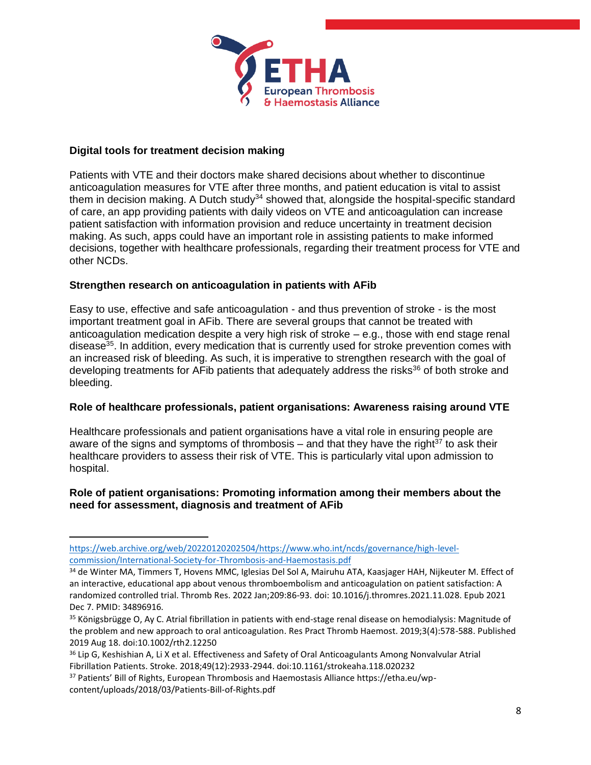## Digital tools for treatment decision making

Patients with VTE and their doctors make shared decisions about whether to discontinue anticoagulation measures for VTE after three months, and patient education is vital to assist them in decision making. A Dutch study[34] showed that, alongside the hospital-specific standard of care, an app providing patients with daily videos on VTE and anticoagulation can increase patient satisfaction with information provision and reduce uncertainty in treatment decision making. As such, apps could have an important role in assisting patients to make informed decisions, together with healthcare professionals, regarding their treatment process for VTE and other NCDs.

## Strengthen research on anticoagulation in patients with AFib

Easy to use, effective and safe anticoagulation - and thus prevention of stroke - is the most important treatment goal in AFib. There are several groups that cannot be treated with anticoagulation medication despite a very high risk of stroke – e.g., those with end stage renal disease[35]. In addition, every medication that is currently used for stroke prevention comes with an increased risk of bleeding. As such, it is imperative to strengthen research with the goal of developing treatments for AFib patients that adequately address the risks[36] of both stroke and bleeding.

## Role of healthcare professionals, patient organisations: Awareness raising around VTE

Healthcare professionals and patient organisations have a vital role in ensuring people are aware of the signs and symptoms of thrombosis – and that they have the right[37] to ask their healthcare providers to assess their risk of VTE. This is particularly vital upon admission to hospital.

## Role of patient organisations: Promoting information among their members about the need for assessment, diagnosis and treatment of AFib

---

https://web.archive.org/web/20220120202504/https://www.who.int/ncds/governance/high-level-commission/International-Society-for-Thrombosis-and-Haemostasis.pdf

[34] de Winter MA, Timmers T, Hovens MMC, Iglesias Del Sol A, Mairuhu ATA, Kaasjager HAH, Nijkeuter M. Effect of an interactive, educational app about venous thromboembolism and anticoagulation on patient satisfaction: A randomized controlled trial. Thromb Res. 2022 Jan;209:86-93. doi: 10.1016/j.thromres.2021.11.028. Epub 2021 Dec 7. PMID: 34896916.

[35] Königsbrügge O, Ay C. Atrial fibrillation in patients with end-stage renal disease on hemodialysis: Magnitude of the problem and new approach to oral anticoagulation. Res Pract Thromb Haemost. 2019;3(4):578-588. Published 2019 Aug 18. doi:10.1002/rth2.12250

[36] Lip G, Keshishian A, Li X et al. Effectiveness and Safety of Oral Anticoagulants Among Nonvalvular Atrial Fibrillation Patients. Stroke. 2018;49(12):2933-2944. doi:10.1161/strokeaha.118.020232

[37] Patients' Bill of Rights, European Thrombosis and Haemostasis Alliance https://etha.eu/wp-content/uploads/2018/03/Patients-Bill-of-Rights.pdf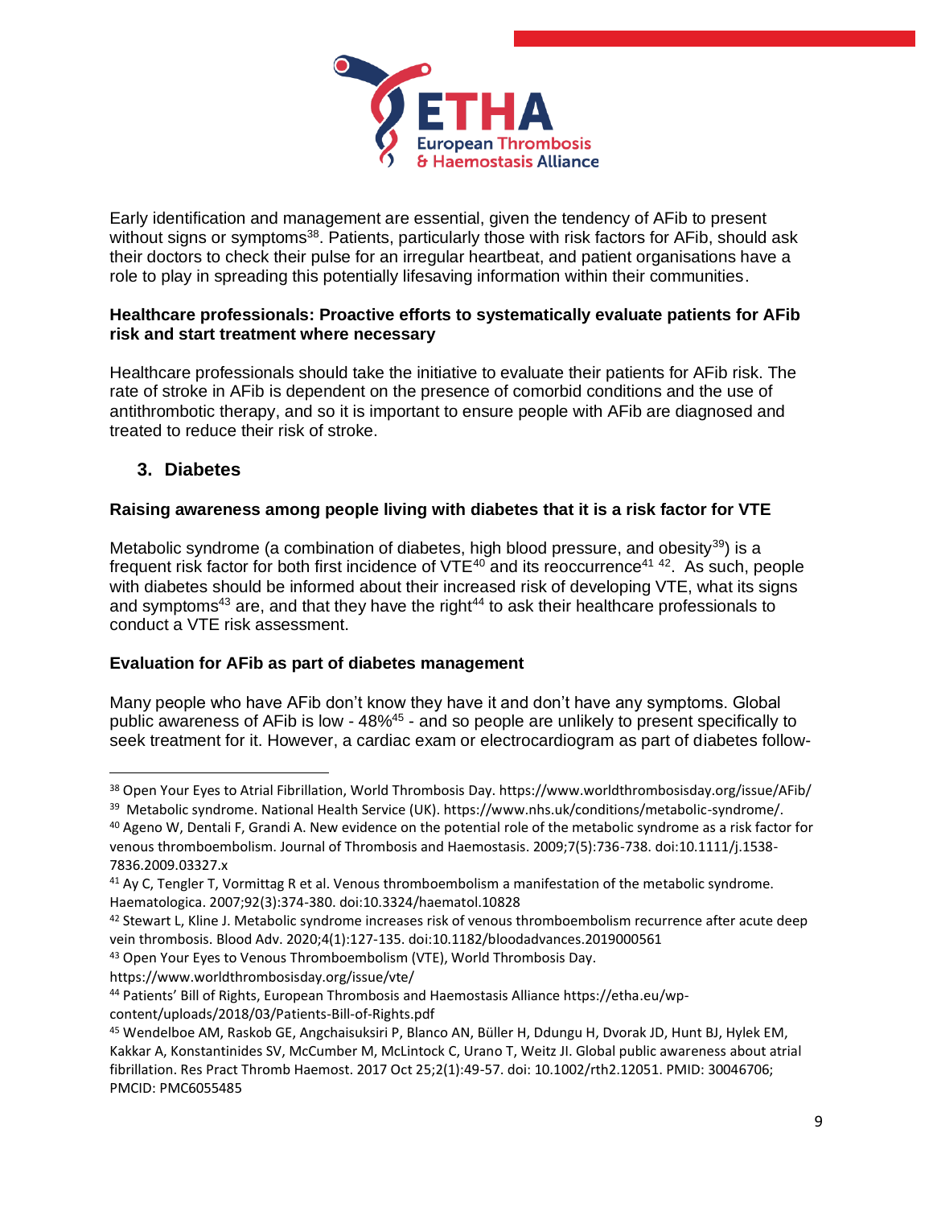Early identification and management are essential, given the tendency of AFib to present without signs or symptoms[38]. Patients, particularly those with risk factors for AFib, should ask their doctors to check their pulse for an irregular heartbeat, and patient organisations have a role to play in spreading this potentially lifesaving information within their communities.

**Healthcare professionals: Proactive efforts to systematically evaluate patients for AFib risk and start treatment where necessary**

Healthcare professionals should take the initiative to evaluate their patients for AFib risk. The rate of stroke in AFib is dependent on the presence of comorbid conditions and the use of antithrombotic therapy, and so it is important to ensure people with AFib are diagnosed and treated to reduce their risk of stroke.

## 3. Diabetes

**Raising awareness among people living with diabetes that it is a risk factor for VTE**

Metabolic syndrome (a combination of diabetes, high blood pressure, and obesity[39]) is a frequent risk factor for both first incidence of VTE[40] and its reoccurrence[41] [42]. As such, people with diabetes should be informed about their increased risk of developing VTE, what its signs and symptoms[43] are, and that they have the right[44] to ask their healthcare professionals to conduct a VTE risk assessment.

**Evaluation for AFib as part of diabetes management**

Many people who have AFib don't know they have it and don't have any symptoms. Global public awareness of AFib is low - 48%[45] - and so people are unlikely to present specifically to seek treatment for it. However, a cardiac exam or electrocardiogram as part of diabetes follow-

---

[38] Open Your Eyes to Atrial Fibrillation, World Thrombosis Day. https://www.worldthrombosisday.org/issue/AFib/

[39] Metabolic syndrome. National Health Service (UK). https://www.nhs.uk/conditions/metabolic-syndrome/.

[40] Ageno W, Dentali F, Grandi A. New evidence on the potential role of the metabolic syndrome as a risk factor for venous thromboembolism. Journal of Thrombosis and Haemostasis. 2009;7(5):736-738. doi:10.1111/j.1538-7836.2009.03327.x

[41] Ay C, Tengler T, Vormittag R et al. Venous thromboembolism a manifestation of the metabolic syndrome. Haematologica. 2007;92(3):374-380. doi:10.3324/haematol.10828

[42] Stewart L, Kline J. Metabolic syndrome increases risk of venous thromboembolism recurrence after acute deep vein thrombosis. Blood Adv. 2020;4(1):127-135. doi:10.1182/bloodadvances.2019000561

[43] Open Your Eyes to Venous Thromboembolism (VTE), World Thrombosis Day. https://www.worldthrombosisday.org/issue/vte/

[44] Patients' Bill of Rights, European Thrombosis and Haemostasis Alliance https://etha.eu/wp-content/uploads/2018/03/Patients-Bill-of-Rights.pdf

[45] Wendelboe AM, Raskob GE, Angchaisuksiri P, Blanco AN, Büller H, Ddungu H, Dvorak JD, Hunt BJ, Hylek EM, Kakkar A, Konstantinides SV, McCumber M, McLintock C, Urano T, Weitz JI. Global public awareness about atrial fibrillation. Res Pract Thromb Haemost. 2017 Oct 25;2(1):49-57. doi: 10.1002/rth2.12051. PMID: 30046706; PMCID: PMC6055485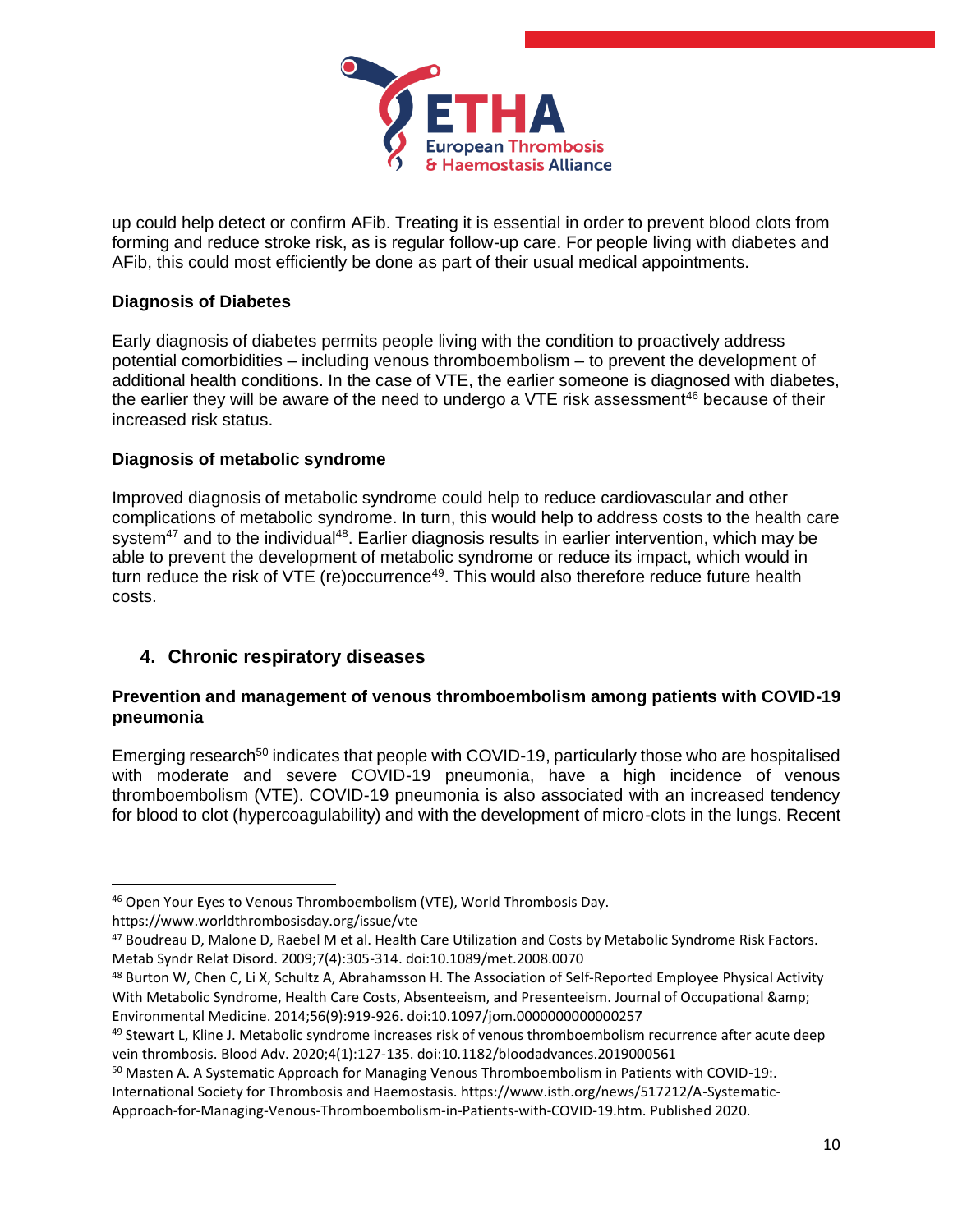up could help detect or confirm AFib. Treating it is essential in order to prevent blood clots from forming and reduce stroke risk, as is regular follow-up care. For people living with diabetes and AFib, this could most efficiently be done as part of their usual medical appointments.

**Diagnosis of Diabetes**

Early diagnosis of diabetes permits people living with the condition to proactively address potential comorbidities – including venous thromboembolism – to prevent the development of additional health conditions. In the case of VTE, the earlier someone is diagnosed with diabetes, the earlier they will be aware of the need to undergo a VTE risk assessment[46] because of their increased risk status.

**Diagnosis of metabolic syndrome**

Improved diagnosis of metabolic syndrome could help to reduce cardiovascular and other complications of metabolic syndrome. In turn, this would help to address costs to the health care system[47] and to the individual[48]. Earlier diagnosis results in earlier intervention, which may be able to prevent the development of metabolic syndrome or reduce its impact, which would in turn reduce the risk of VTE (re)occurrence[49]. This would also therefore reduce future health costs.

## 4. Chronic respiratory diseases

**Prevention and management of venous thromboembolism among patients with COVID-19 pneumonia**

Emerging research[50] indicates that people with COVID-19, particularly those who are hospitalised with moderate and severe COVID-19 pneumonia, have a high incidence of venous thromboembolism (VTE). COVID-19 pneumonia is also associated with an increased tendency for blood to clot (hypercoagulability) and with the development of micro-clots in the lungs. Recent

---

[46] Open Your Eyes to Venous Thromboembolism (VTE), World Thrombosis Day. https://www.worldthrombosisday.org/issue/vte

[47] Boudreau D, Malone D, Raebel M et al. Health Care Utilization and Costs by Metabolic Syndrome Risk Factors. Metab Syndr Relat Disord. 2009;7(4):305-314. doi:10.1089/met.2008.0070

[48] Burton W, Chen C, Li X, Schultz A, Abrahamsson H. The Association of Self-Reported Employee Physical Activity With Metabolic Syndrome, Health Care Costs, Absenteeism, and Presenteeism. Journal of Occupational &amp; Environmental Medicine. 2014;56(9):919-926. doi:10.1097/jom.0000000000000257

[49] Stewart L, Kline J. Metabolic syndrome increases risk of venous thromboembolism recurrence after acute deep vein thrombosis. Blood Adv. 2020;4(1):127-135. doi:10.1182/bloodadvances.2019000561

[50] Masten A. A Systematic Approach for Managing Venous Thromboembolism in Patients with COVID-19:. International Society for Thrombosis and Haemostasis. https://www.isth.org/news/517212/A-Systematic-Approach-for-Managing-Venous-Thromboembolism-in-Patients-with-COVID-19.htm. Published 2020.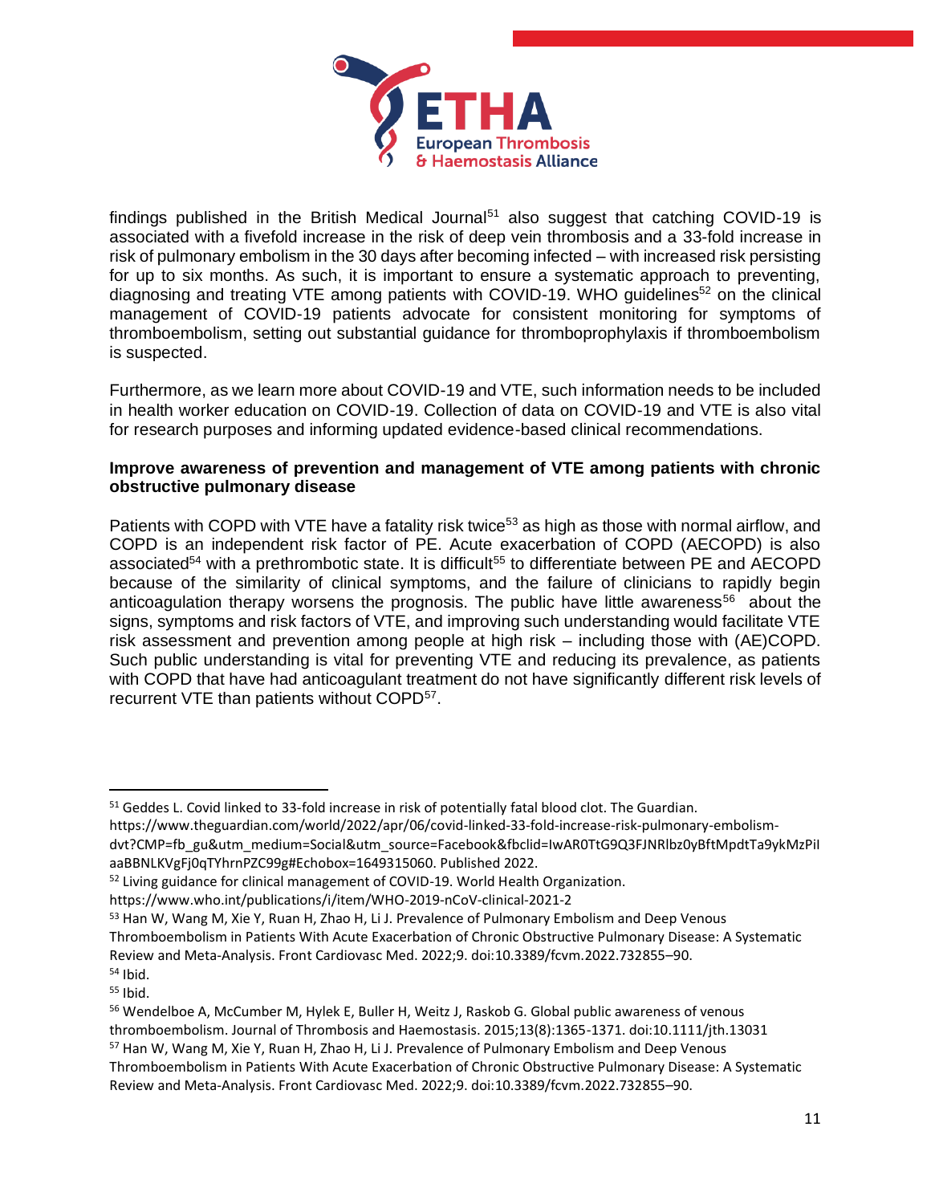findings published in the British Medical Journal[51] also suggest that catching COVID-19 is associated with a fivefold increase in the risk of deep vein thrombosis and a 33-fold increase in risk of pulmonary embolism in the 30 days after becoming infected – with increased risk persisting for up to six months. As such, it is important to ensure a systematic approach to preventing, diagnosing and treating VTE among patients with COVID-19. WHO guidelines[52] on the clinical management of COVID-19 patients advocate for consistent monitoring for symptoms of thromboembolism, setting out substantial guidance for thromboprophylaxis if thromboembolism is suspected.

Furthermore, as we learn more about COVID-19 and VTE, such information needs to be included in health worker education on COVID-19. Collection of data on COVID-19 and VTE is also vital for research purposes and informing updated evidence-based clinical recommendations.

**Improve awareness of prevention and management of VTE among patients with chronic obstructive pulmonary disease**

Patients with COPD with VTE have a fatality risk twice[53] as high as those with normal airflow, and COPD is an independent risk factor of PE. Acute exacerbation of COPD (AECOPD) is also associated[54] with a prethrombotic state. It is difficult[55] to differentiate between PE and AECOPD because of the similarity of clinical symptoms, and the failure of clinicians to rapidly begin anticoagulation therapy worsens the prognosis. The public have little awareness[56] about the signs, symptoms and risk factors of VTE, and improving such understanding would facilitate VTE risk assessment and prevention among people at high risk – including those with (AE)COPD. Such public understanding is vital for preventing VTE and reducing its prevalence, as patients with COPD that have had anticoagulant treatment do not have significantly different risk levels of recurrent VTE than patients without COPD[57].

---

[51] Geddes L. Covid linked to 33-fold increase in risk of potentially fatal blood clot. The Guardian. https://www.theguardian.com/world/2022/apr/06/covid-linked-33-fold-increase-risk-pulmonary-embolism-dvt?CMP=fb_gu&utm_medium=Social&utm_source=Facebook&fbclid=IwAR0TtG9Q3FJNRlbz0yBftMpdtTa9ykMzPiIaaBBNLKVgFj0qTYhrnPZC99g#Echobox=1649315060. Published 2022.

[52] Living guidance for clinical management of COVID-19. World Health Organization. https://www.who.int/publications/i/item/WHO-2019-nCoV-clinical-2021-2

[53] Han W, Wang M, Xie Y, Ruan H, Zhao H, Li J. Prevalence of Pulmonary Embolism and Deep Venous Thromboembolism in Patients With Acute Exacerbation of Chronic Obstructive Pulmonary Disease: A Systematic Review and Meta-Analysis. Front Cardiovasc Med. 2022;9. doi:10.3389/fcvm.2022.732855–90.

[54] Ibid.

[55] Ibid.

[56] Wendelboe A, McCumber M, Hylek E, Buller H, Weitz J, Raskob G. Global public awareness of venous thromboembolism. Journal of Thrombosis and Haemostasis. 2015;13(8):1365-1371. doi:10.1111/jth.13031

[57] Han W, Wang M, Xie Y, Ruan H, Zhao H, Li J. Prevalence of Pulmonary Embolism and Deep Venous Thromboembolism in Patients With Acute Exacerbation of Chronic Obstructive Pulmonary Disease: A Systematic Review and Meta-Analysis. Front Cardiovasc Med. 2022;9. doi:10.3389/fcvm.2022.732855–90.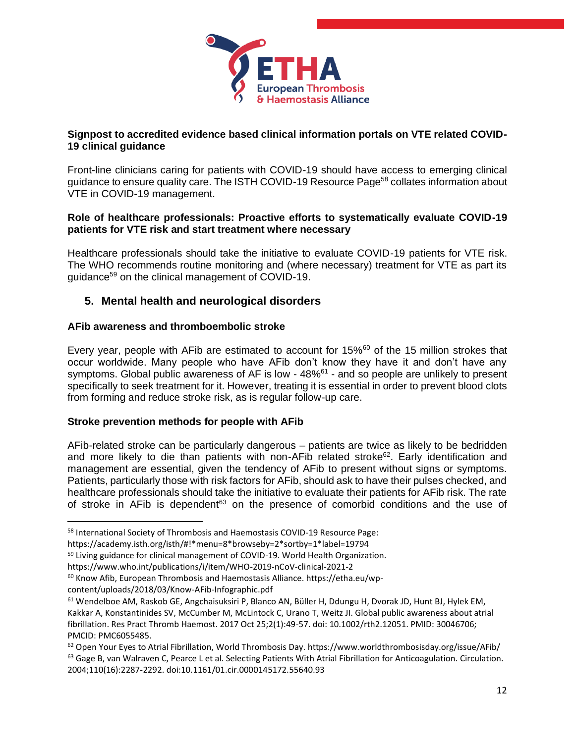**Signpost to accredited evidence based clinical information portals on VTE related COVID-19 clinical guidance**

Front-line clinicians caring for patients with COVID-19 should have access to emerging clinical guidance to ensure quality care. The ISTH COVID-19 Resource Page[58] collates information about VTE in COVID-19 management.

**Role of healthcare professionals: Proactive efforts to systematically evaluate COVID-19 patients for VTE risk and start treatment where necessary**

Healthcare professionals should take the initiative to evaluate COVID-19 patients for VTE risk. The WHO recommends routine monitoring and (where necessary) treatment for VTE as part its guidance[59] on the clinical management of COVID-19.

## 5. Mental health and neurological disorders

**AFib awareness and thromboembolic stroke**

Every year, people with AFib are estimated to account for 15%[60] of the 15 million strokes that occur worldwide. Many people who have AFib don't know they have it and don't have any symptoms. Global public awareness of AF is low - 48%[61] - and so people are unlikely to present specifically to seek treatment for it. However, treating it is essential in order to prevent blood clots from forming and reduce stroke risk, as is regular follow-up care.

**Stroke prevention methods for people with AFib**

AFib-related stroke can be particularly dangerous – patients are twice as likely to be bedridden and more likely to die than patients with non-AFib related stroke[62]. Early identification and management are essential, given the tendency of AFib to present without signs or symptoms. Patients, particularly those with risk factors for AFib, should ask to have their pulses checked, and healthcare professionals should take the initiative to evaluate their patients for AFib risk. The rate of stroke in AFib is dependent[63] on the presence of comorbid conditions and the use of

---

[58] International Society of Thrombosis and Haemostasis COVID-19 Resource Page: https://academy.isth.org/isth/#!*menu=8*browseby=2*sortby=1*label=19794

[59] Living guidance for clinical management of COVID-19. World Health Organization. https://www.who.int/publications/i/item/WHO-2019-nCoV-clinical-2021-2

[60] Know Afib, European Thrombosis and Haemostasis Alliance. https://etha.eu/wp-content/uploads/2018/03/Know-AFib-Infographic.pdf

[61] Wendelboe AM, Raskob GE, Angchaisuksiri P, Blanco AN, Büller H, Ddungu H, Dvorak JD, Hunt BJ, Hylek EM, Kakkar A, Konstantinides SV, McCumber M, McLintock C, Urano T, Weitz JI. Global public awareness about atrial fibrillation. Res Pract Thromb Haemost. 2017 Oct 25;2(1):49-57. doi: 10.1002/rth2.12051. PMID: 30046706; PMCID: PMC6055485.

[62] Open Your Eyes to Atrial Fibrillation, World Thrombosis Day. https://www.worldthrombosisday.org/issue/AFib/

[63] Gage B, van Walraven C, Pearce L et al. Selecting Patients With Atrial Fibrillation for Anticoagulation. Circulation. 2004;110(16):2287-2292. doi:10.1161/01.cir.0000145172.55640.93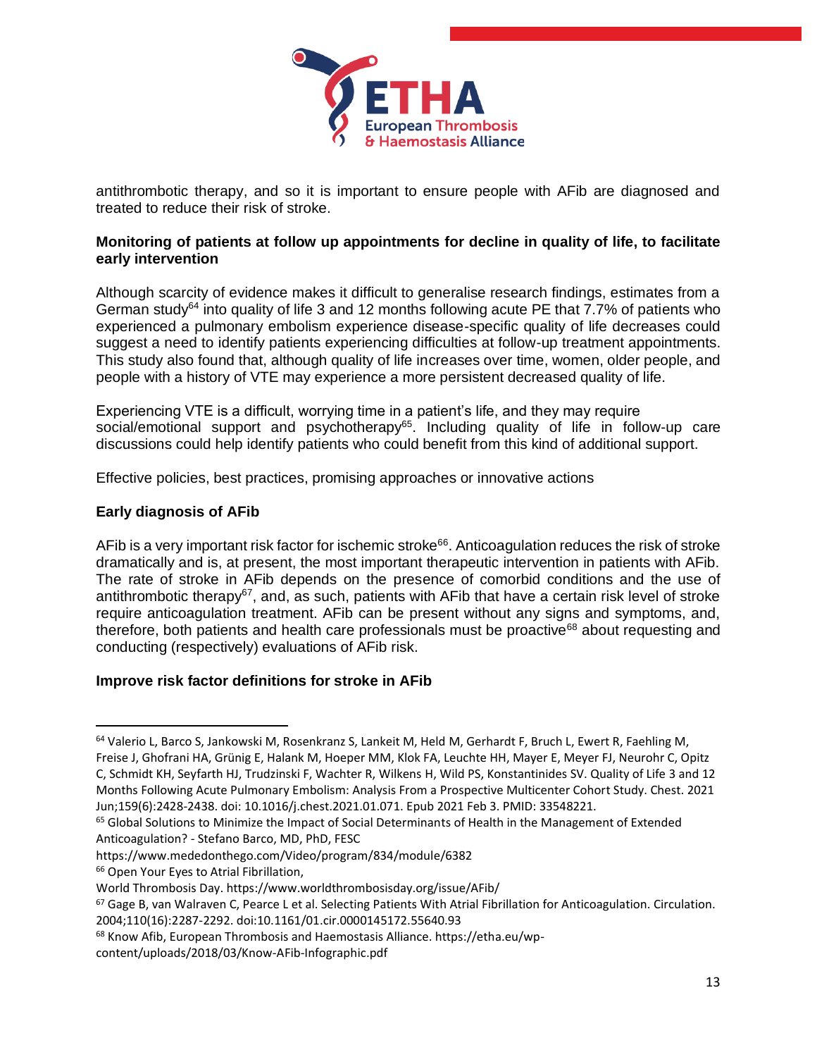antithrombotic therapy, and so it is important to ensure people with AFib are diagnosed and treated to reduce their risk of stroke.

**Monitoring of patients at follow up appointments for decline in quality of life, to facilitate early intervention**

Although scarcity of evidence makes it difficult to generalise research findings, estimates from a German study[64] into quality of life 3 and 12 months following acute PE that 7.7% of patients who experienced a pulmonary embolism experience disease-specific quality of life decreases could suggest a need to identify patients experiencing difficulties at follow-up treatment appointments. This study also found that, although quality of life increases over time, women, older people, and people with a history of VTE may experience a more persistent decreased quality of life.

Experiencing VTE is a difficult, worrying time in a patient's life, and they may require social/emotional support and psychotherapy[65]. Including quality of life in follow-up care discussions could help identify patients who could benefit from this kind of additional support.

Effective policies, best practices, promising approaches or innovative actions

**Early diagnosis of AFib**

AFib is a very important risk factor for ischemic stroke[66]. Anticoagulation reduces the risk of stroke dramatically and is, at present, the most important therapeutic intervention in patients with AFib. The rate of stroke in AFib depends on the presence of comorbid conditions and the use of antithrombotic therapy[67], and, as such, patients with AFib that have a certain risk level of stroke require anticoagulation treatment. AFib can be present without any signs and symptoms, and, therefore, both patients and health care professionals must be proactive[68] about requesting and conducting (respectively) evaluations of AFib risk.

**Improve risk factor definitions for stroke in AFib**

---

[64] Valerio L, Barco S, Jankowski M, Rosenkranz S, Lankeit M, Held M, Gerhardt F, Bruch L, Ewert R, Faehling M, Freise J, Ghofrani HA, Grünig E, Halank M, Hoeper MM, Klok FA, Leuchte HH, Mayer E, Meyer FJ, Neurohr C, Opitz C, Schmidt KH, Seyfarth HJ, Trudzinski F, Wachter R, Wilkens H, Wild PS, Konstantinides SV. Quality of Life 3 and 12 Months Following Acute Pulmonary Embolism: Analysis From a Prospective Multicenter Cohort Study. Chest. 2021 Jun;159(6):2428-2438. doi: 10.1016/j.chest.2021.01.071. Epub 2021 Feb 3. PMID: 33548221.

[65] Global Solutions to Minimize the Impact of Social Determinants of Health in the Management of Extended Anticoagulation? - Stefano Barco, MD, PhD, FESC
https://www.mededonthego.com/Video/program/834/module/6382

[66] Open Your Eyes to Atrial Fibrillation,
World Thrombosis Day. https://www.worldthrombosisday.org/issue/AFib/

[67] Gage B, van Walraven C, Pearce L et al. Selecting Patients With Atrial Fibrillation for Anticoagulation. Circulation. 2004;110(16):2287-2292. doi:10.1161/01.cir.0000145172.55640.93

[68] Know Afib, European Thrombosis and Haemostasis Alliance. https://etha.eu/wp-content/uploads/2018/03/Know-AFib-Infographic.pdf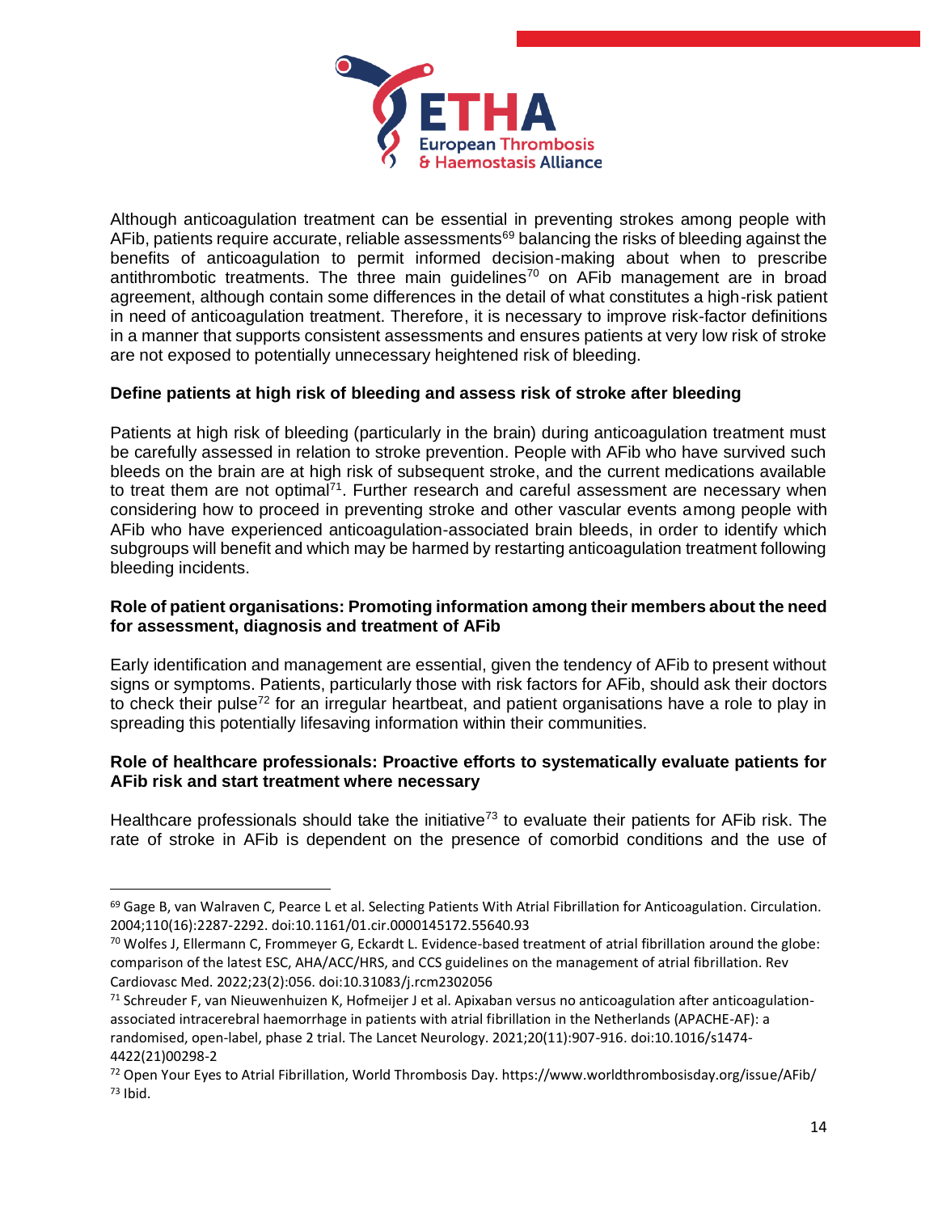Although anticoagulation treatment can be essential in preventing strokes among people with AFib, patients require accurate, reliable assessments[69] balancing the risks of bleeding against the benefits of anticoagulation to permit informed decision-making about when to prescribe antithrombotic treatments. The three main guidelines[70] on AFib management are in broad agreement, although contain some differences in the detail of what constitutes a high-risk patient in need of anticoagulation treatment. Therefore, it is necessary to improve risk-factor definitions in a manner that supports consistent assessments and ensures patients at very low risk of stroke are not exposed to potentially unnecessary heightened risk of bleeding.

**Define patients at high risk of bleeding and assess risk of stroke after bleeding**

Patients at high risk of bleeding (particularly in the brain) during anticoagulation treatment must be carefully assessed in relation to stroke prevention. People with AFib who have survived such bleeds on the brain are at high risk of subsequent stroke, and the current medications available to treat them are not optimal[71]. Further research and careful assessment are necessary when considering how to proceed in preventing stroke and other vascular events among people with AFib who have experienced anticoagulation-associated brain bleeds, in order to identify which subgroups will benefit and which may be harmed by restarting anticoagulation treatment following bleeding incidents.

**Role of patient organisations: Promoting information among their members about the need for assessment, diagnosis and treatment of AFib**

Early identification and management are essential, given the tendency of AFib to present without signs or symptoms. Patients, particularly those with risk factors for AFib, should ask their doctors to check their pulse[72] for an irregular heartbeat, and patient organisations have a role to play in spreading this potentially lifesaving information within their communities.

**Role of healthcare professionals: Proactive efforts to systematically evaluate patients for AFib risk and start treatment where necessary**

Healthcare professionals should take the initiative[73] to evaluate their patients for AFib risk. The rate of stroke in AFib is dependent on the presence of comorbid conditions and the use of

---

[69] Gage B, van Walraven C, Pearce L et al. Selecting Patients With Atrial Fibrillation for Anticoagulation. Circulation. 2004;110(16):2287-2292. doi:10.1161/01.cir.0000145172.55640.93

[70] Wolfes J, Ellermann C, Frommeyer G, Eckardt L. Evidence-based treatment of atrial fibrillation around the globe: comparison of the latest ESC, AHA/ACC/HRS, and CCS guidelines on the management of atrial fibrillation. Rev Cardiovasc Med. 2022;23(2):056. doi:10.31083/j.rcm2302056

[71] Schreuder F, van Nieuwenhuizen K, Hofmeijer J et al. Apixaban versus no anticoagulation after anticoagulation-associated intracerebral haemorrhage in patients with atrial fibrillation in the Netherlands (APACHE-AF): a randomised, open-label, phase 2 trial. The Lancet Neurology. 2021;20(11):907-916. doi:10.1016/s1474-4422(21)00298-2

[72] Open Your Eyes to Atrial Fibrillation, World Thrombosis Day. https://www.worldthrombosisday.org/issue/AFib/

[73] Ibid.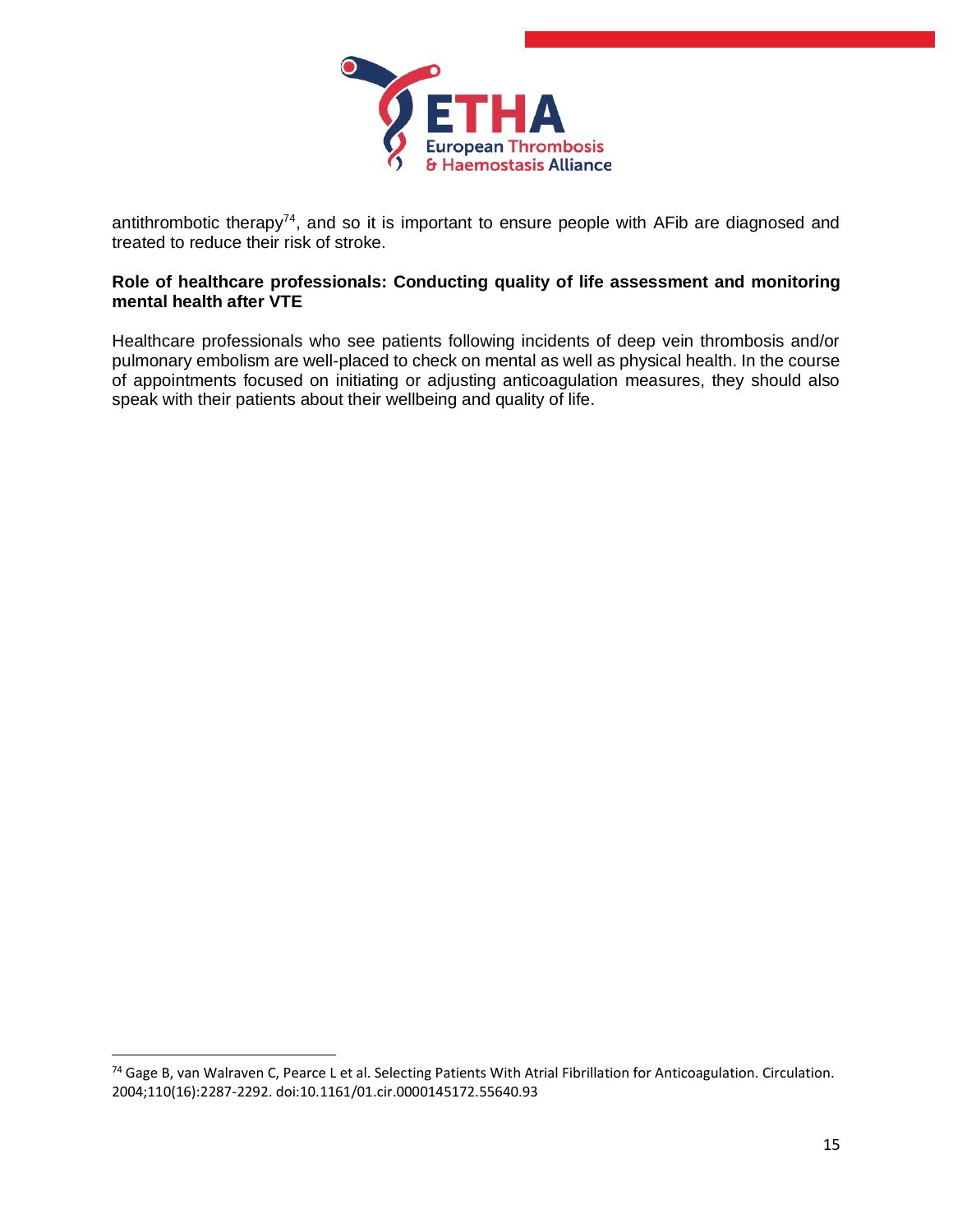antithrombotic therapy[74], and so it is important to ensure people with AFib are diagnosed and treated to reduce their risk of stroke.

**Role of healthcare professionals: Conducting quality of life assessment and monitoring mental health after VTE**

Healthcare professionals who see patients following incidents of deep vein thrombosis and/or pulmonary embolism are well-placed to check on mental as well as physical health. In the course of appointments focused on initiating or adjusting anticoagulation measures, they should also speak with their patients about their wellbeing and quality of life.

---

[74] Gage B, van Walraven C, Pearce L et al. Selecting Patients With Atrial Fibrillation for Anticoagulation. Circulation. 2004;110(16):2287-2292. doi:10.1161/01.cir.0000145172.55640.93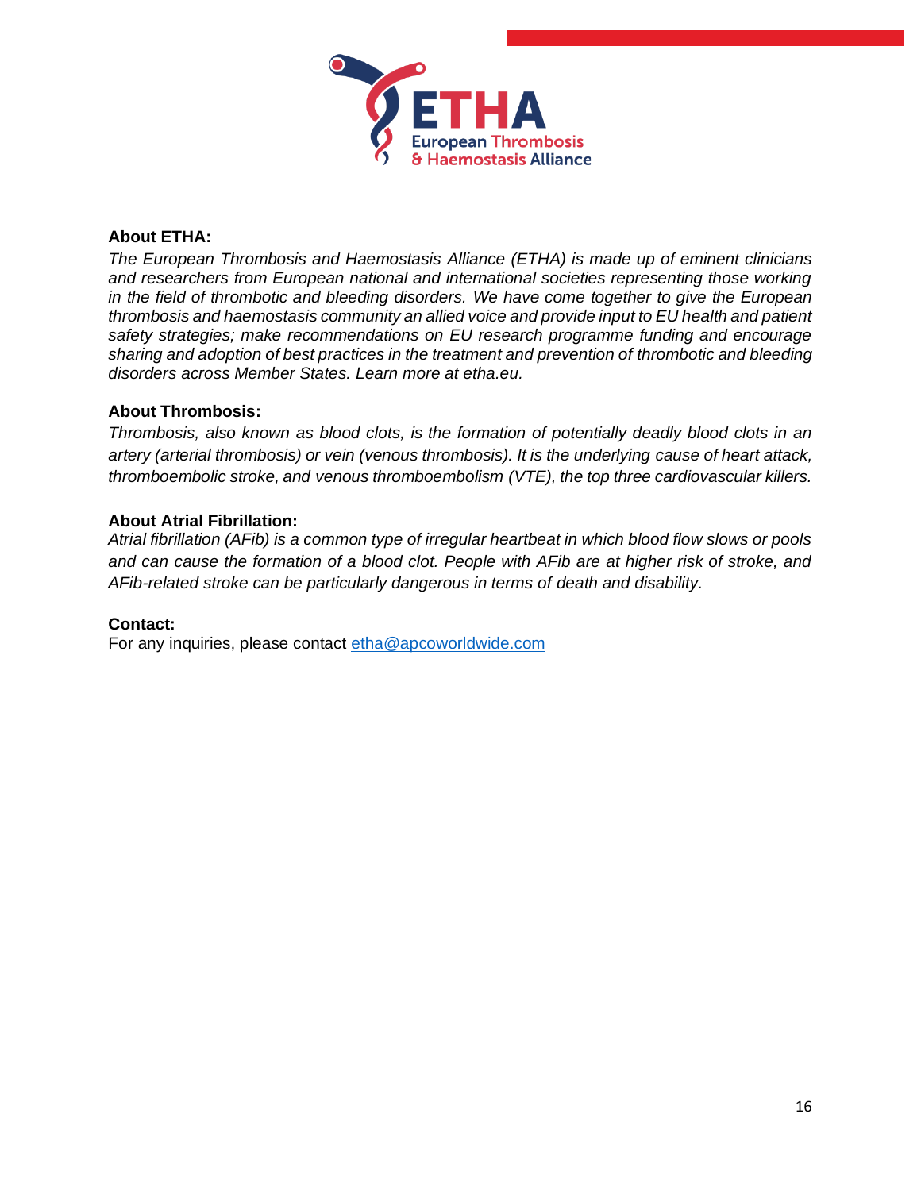**About ETHA:**

*The European Thrombosis and Haemostasis Alliance (ETHA) is made up of eminent clinicians and researchers from European national and international societies representing those working in the field of thrombotic and bleeding disorders. We have come together to give the European thrombosis and haemostasis community an allied voice and provide input to EU health and patient safety strategies; make recommendations on EU research programme funding and encourage sharing and adoption of best practices in the treatment and prevention of thrombotic and bleeding disorders across Member States. Learn more at etha.eu.*

**About Thrombosis:**

*Thrombosis, also known as blood clots, is the formation of potentially deadly blood clots in an artery (arterial thrombosis) or vein (venous thrombosis). It is the underlying cause of heart attack, thromboembolic stroke, and venous thromboembolism (VTE), the top three cardiovascular killers.*

**About Atrial Fibrillation:**

*Atrial fibrillation (AFib) is a common type of irregular heartbeat in which blood flow slows or pools and can cause the formation of a blood clot. People with AFib are at higher risk of stroke, and AFib-related stroke can be particularly dangerous in terms of death and disability.*

**Contact:**

For any inquiries, please contact etha@apcoworldwide.com